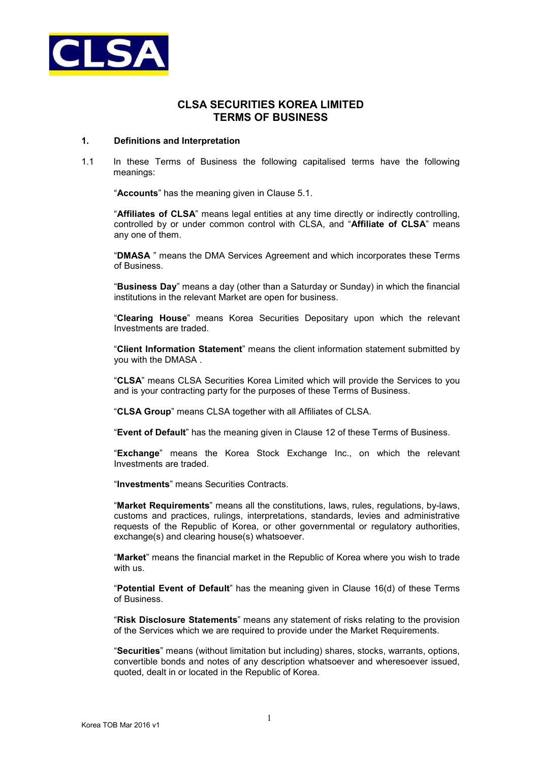# CLSA SECURITIES KOREA LIMITED
# TERMS OF BUSINESS

## 1. Definitions and Interpretation

1.1 In these Terms of Business the following capitalised terms have the following meanings:

"**Accounts**" has the meaning given in Clause 5.1.

"**Affiliates of CLSA**" means legal entities at any time directly or indirectly controlling, controlled by or under common control with CLSA, and "**Affiliate of CLSA**" means any one of them.

"**DMASA** " means the DMA Services Agreement and which incorporates these Terms of Business.

"**Business Day**" means a day (other than a Saturday or Sunday) in which the financial institutions in the relevant Market are open for business.

"**Clearing House**" means Korea Securities Depositary upon which the relevant Investments are traded.

"**Client Information Statement**" means the client information statement submitted by you with the DMASA .

"**CLSA**" means CLSA Securities Korea Limited which will provide the Services to you and is your contracting party for the purposes of these Terms of Business.

"**CLSA Group**" means CLSA together with all Affiliates of CLSA.

"**Event of Default**" has the meaning given in Clause 12 of these Terms of Business.

"**Exchange**" means the Korea Stock Exchange Inc., on which the relevant Investments are traded.

"**Investments**" means Securities Contracts.

"**Market Requirements**" means all the constitutions, laws, rules, regulations, by-laws, customs and practices, rulings, interpretations, standards, levies and administrative requests of the Republic of Korea, or other governmental or regulatory authorities, exchange(s) and clearing house(s) whatsoever.

"**Market**" means the financial market in the Republic of Korea where you wish to trade with us.

"**Potential Event of Default**" has the meaning given in Clause 16(d) of these Terms of Business.

"**Risk Disclosure Statements**" means any statement of risks relating to the provision of the Services which we are required to provide under the Market Requirements.

"**Securities**" means (without limitation but including) shares, stocks, warrants, options, convertible bonds and notes of any description whatsoever and wheresoever issued, quoted, dealt in or located in the Republic of Korea.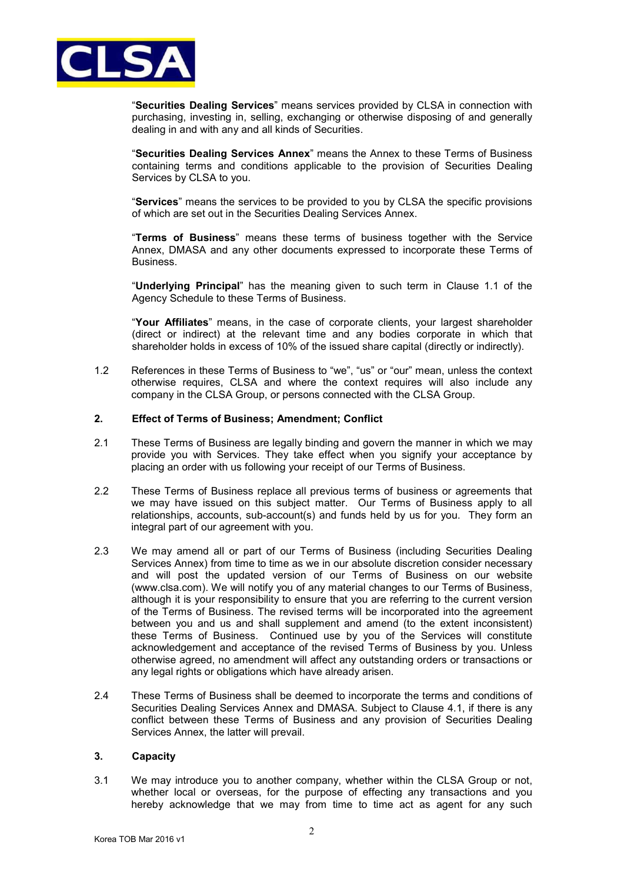"**Securities Dealing Services**" means services provided by CLSA in connection with purchasing, investing in, selling, exchanging or otherwise disposing of and generally dealing in and with any and all kinds of Securities.

"**Securities Dealing Services Annex**" means the Annex to these Terms of Business containing terms and conditions applicable to the provision of Securities Dealing Services by CLSA to you.

"**Services**" means the services to be provided to you by CLSA the specific provisions of which are set out in the Securities Dealing Services Annex.

"**Terms of Business**" means these terms of business together with the Service Annex, DMASA and any other documents expressed to incorporate these Terms of Business.

"**Underlying Principal**" has the meaning given to such term in Clause 1.1 of the Agency Schedule to these Terms of Business.

"**Your Affiliates**" means, in the case of corporate clients, your largest shareholder (direct or indirect) at the relevant time and any bodies corporate in which that shareholder holds in excess of 10% of the issued share capital (directly or indirectly).

1.2 References in these Terms of Business to "we", "us" or "our" mean, unless the context otherwise requires, CLSA and where the context requires will also include any company in the CLSA Group, or persons connected with the CLSA Group.

## 2. Effect of Terms of Business; Amendment; Conflict

2.1 These Terms of Business are legally binding and govern the manner in which we may provide you with Services. They take effect when you signify your acceptance by placing an order with us following your receipt of our Terms of Business.

2.2 These Terms of Business replace all previous terms of business or agreements that we may have issued on this subject matter. Our Terms of Business apply to all relationships, accounts, sub-account(s) and funds held by us for you. They form an integral part of our agreement with you.

2.3 We may amend all or part of our Terms of Business (including Securities Dealing Services Annex) from time to time as we in our absolute discretion consider necessary and will post the updated version of our Terms of Business on our website (www.clsa.com). We will notify you of any material changes to our Terms of Business, although it is your responsibility to ensure that you are referring to the current version of the Terms of Business. The revised terms will be incorporated into the agreement between you and us and shall supplement and amend (to the extent inconsistent) these Terms of Business. Continued use by you of the Services will constitute acknowledgement and acceptance of the revised Terms of Business by you. Unless otherwise agreed, no amendment will affect any outstanding orders or transactions or any legal rights or obligations which have already arisen.

2.4 These Terms of Business shall be deemed to incorporate the terms and conditions of Securities Dealing Services Annex and DMASA. Subject to Clause 4.1, if there is any conflict between these Terms of Business and any provision of Securities Dealing Services Annex, the latter will prevail.

## 3. Capacity

3.1 We may introduce you to another company, whether within the CLSA Group or not, whether local or overseas, for the purpose of effecting any transactions and you hereby acknowledge that we may from time to time act as agent for any such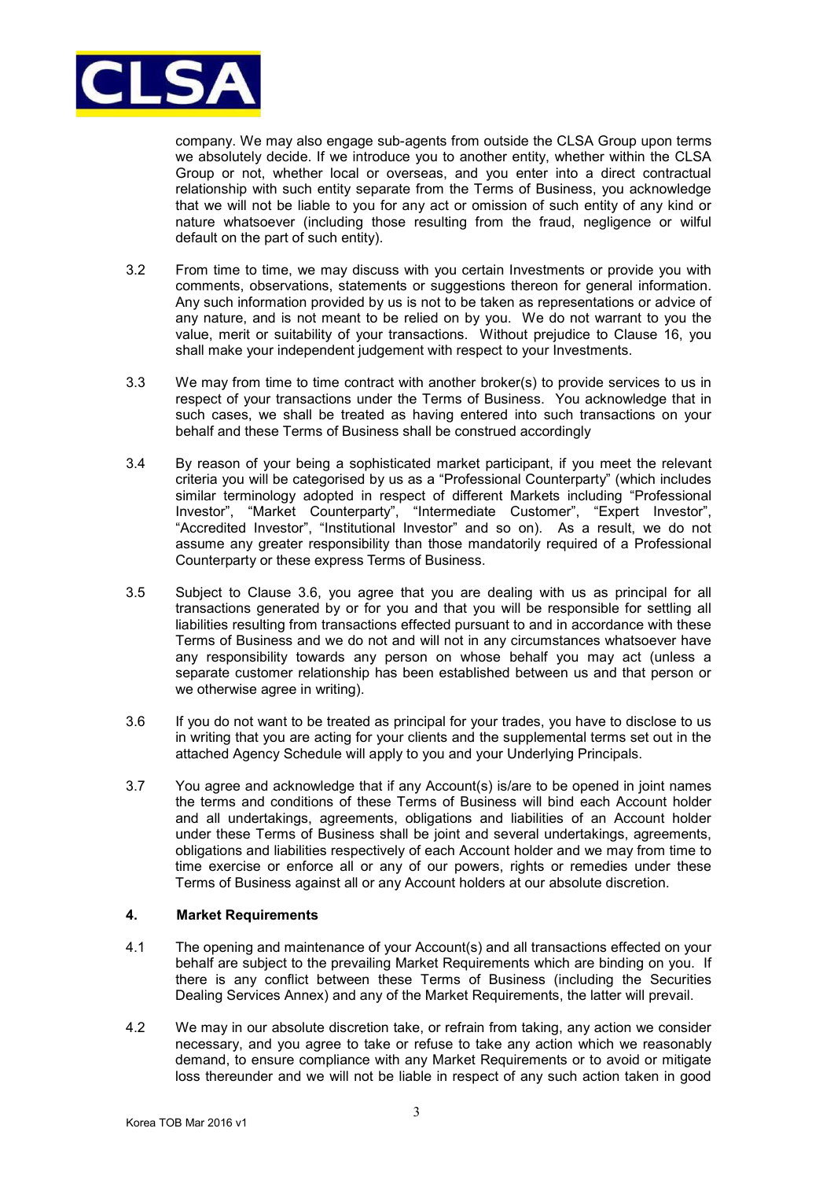company. We may also engage sub-agents from outside the CLSA Group upon terms we absolutely decide. If we introduce you to another entity, whether within the CLSA Group or not, whether local or overseas, and you enter into a direct contractual relationship with such entity separate from the Terms of Business, you acknowledge that we will not be liable to you for any act or omission of any kind or nature whatsoever (including those resulting from the fraud, negligence or wilful default on the part of such entity).

3.2 From time to time, we may discuss with you certain Investments or provide you with comments, observations, statements or suggestions thereon for general information. Any such information provided by us is not to be taken as representations or advice of any nature, and is not meant to be relied on by you. We do not warrant to you the value, merit or suitability of your transactions. Without prejudice to Clause 16, you shall make your independent judgement with respect to your Investments.

3.3 We may from time to time contract with another broker(s) to provide services to us in respect of your transactions under the Terms of Business. You acknowledge that in such cases, we shall be treated as having entered into such transactions on your behalf and these Terms of Business shall be construed accordingly

3.4 By reason of your being a sophisticated market participant, if you meet the relevant criteria you will be categorised by us as a "Professional Counterparty" (which includes similar terminology adopted in respect of different Markets including "Professional Investor", "Market Counterparty", "Intermediate Customer", "Expert Investor", "Accredited Investor", "Institutional Investor" and so on). As a result, we do not assume any greater responsibility than those mandatorily required of a Professional Counterparty or these express Terms of Business.

3.5 Subject to Clause 3.6, you agree that you are dealing with us as principal for all transactions generated by or for you and that you will be responsible for settling all liabilities resulting from transactions effected pursuant to and in accordance with these Terms of Business and we do not and will not in any circumstances whatsoever have any responsibility towards any person on whose behalf you may act (unless a separate customer relationship has been established between us and that person or we otherwise agree in writing).

3.6 If you do not want to be treated as principal for your trades, you have to disclose to us in writing that you are acting for your clients and the supplemental terms set out in the attached Agency Schedule will apply to you and your Underlying Principals.

3.7 You agree and acknowledge that if any Account(s) is/are to be opened in joint names the terms and conditions of these Terms of Business will bind each Account holder and all undertakings, agreements, obligations and liabilities of an Account holder under these Terms of Business shall be joint and several undertakings, agreements, obligations and liabilities respectively of each Account holder and we may from time to time exercise or enforce all or any of our powers, rights or remedies under these Terms of Business against all or any Account holders at our absolute discretion.

**4. Market Requirements**

4.1 The opening and maintenance of your Account(s) and all transactions effected on your behalf are subject to the prevailing Market Requirements which are binding on you. If there is any conflict between these Terms of Business (including the Securities Dealing Services Annex) and any of the Market Requirements, the latter will prevail.

4.2 We may in our absolute discretion take, or refrain from taking, any action we consider necessary, and you agree to take or refuse to take any action which we reasonably demand, to ensure compliance with any Market Requirements or to avoid or mitigate loss thereunder and we will not be liable in respect of any such action taken in good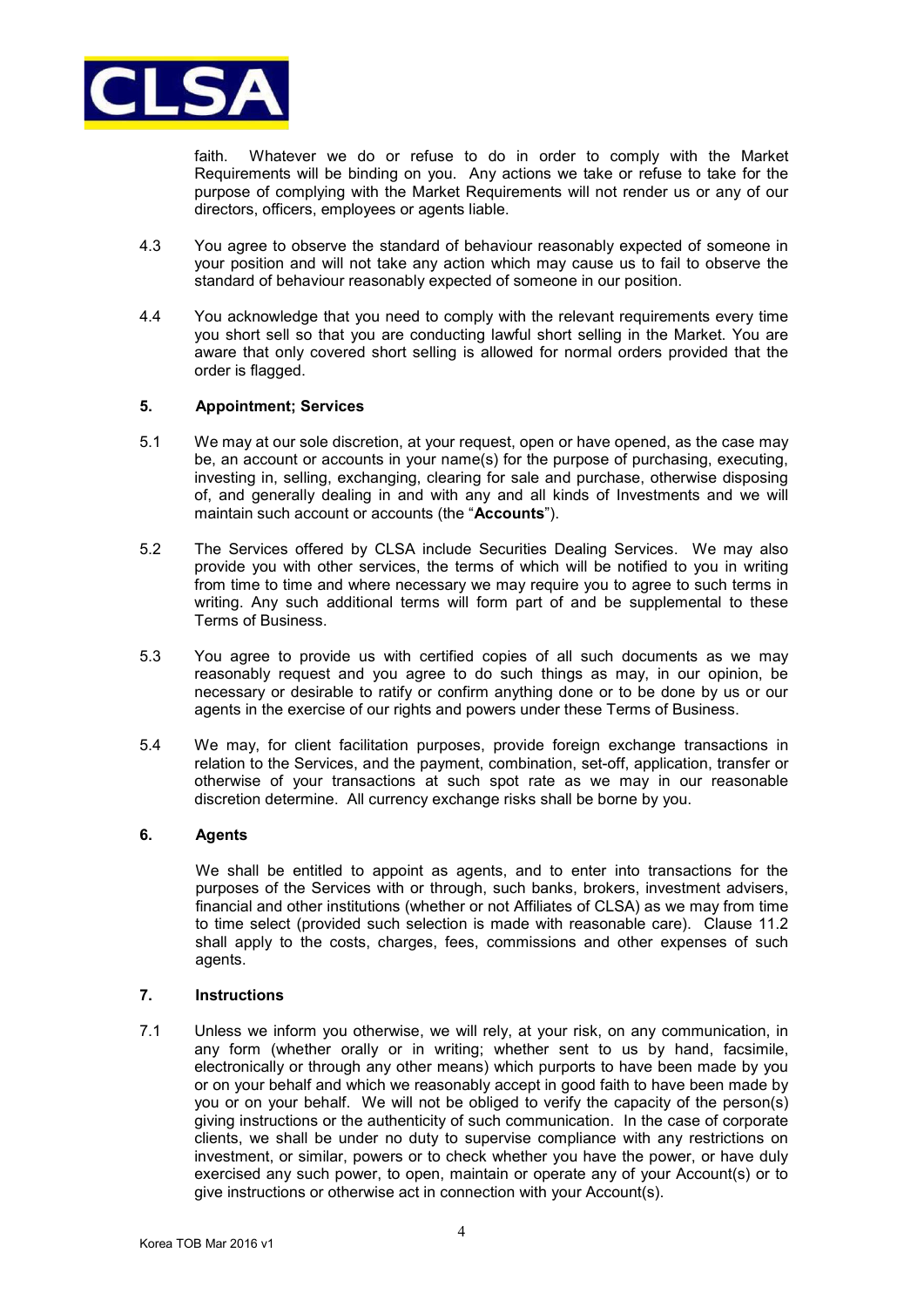faith. Whatever we do or refuse to do in order to comply with the Market Requirements will be binding on you. Any actions we take or refuse to take for the purpose of complying with the Market Requirements will not render us or any of our directors, officers, employees or agents liable.

4.3 You agree to observe the standard of behaviour reasonably expected of someone in your position and will not take any action which may cause us to fail to observe the standard of behaviour reasonably expected of someone in our position.

4.4 You acknowledge that you need to comply with the relevant requirements every time you short sell so that you are conducting lawful short selling in the Market. You are aware that only covered short selling is allowed for normal orders provided that the order is flagged.

## 5. Appointment; Services

5.1 We may at our sole discretion, at your request, open or have opened, as the case may be, an account or accounts in your name(s) for the purpose of purchasing, executing, investing in, selling, exchanging, clearing for sale and purchase, otherwise disposing of, and generally dealing in and with any and all kinds of Investments and we will maintain such account or accounts (the "**Accounts**").

5.2 The Services offered by CLSA include Securities Dealing Services. We may also provide you with other services, the terms of which will be notified to you in writing from time to time and where necessary we may require you to agree to such terms in writing. Any such additional terms will form part of and be supplemental to these Terms of Business.

5.3 You agree to provide us with certified copies of all such documents as we may reasonably request and you agree to do such things as may, in our opinion, be necessary or desirable to ratify or confirm anything done or to be done by us or our agents in the exercise of our rights and powers under these Terms of Business.

5.4 We may, for client facilitation purposes, provide foreign exchange transactions in relation to the Services, and the payment, combination, set-off, application, transfer or otherwise of your transactions at such spot rate as we may in our reasonable discretion determine. All currency exchange risks shall be borne by you.

## 6. Agents

We shall be entitled to appoint as agents, and to enter into transactions for the purposes of the Services with or through, such banks, brokers, investment advisers, financial and other institutions (whether or not Affiliates of CLSA) as we may from time to time select (provided such selection is made with reasonable care). Clause 11.2 shall apply to the costs, charges, fees, commissions and other expenses of such agents.

## 7. Instructions

7.1 Unless we inform you otherwise, we will rely, at your risk, on any communication, in any form (whether orally or in writing; whether sent to us by hand, facsimile, electronically or through any other means) which purports to have been made by you or on your behalf and which we reasonably accept in good faith to have been made by you or on your behalf. We will not be obliged to verify the capacity of the person(s) giving instructions or the authenticity of such communication. In the case of corporate clients, we shall be under no duty to supervise compliance with any restrictions on investment, or similar, powers or to check whether you have the power, or have duly exercised any such power, to open, maintain or operate any of your Account(s) or to give instructions or otherwise act in connection with your Account(s).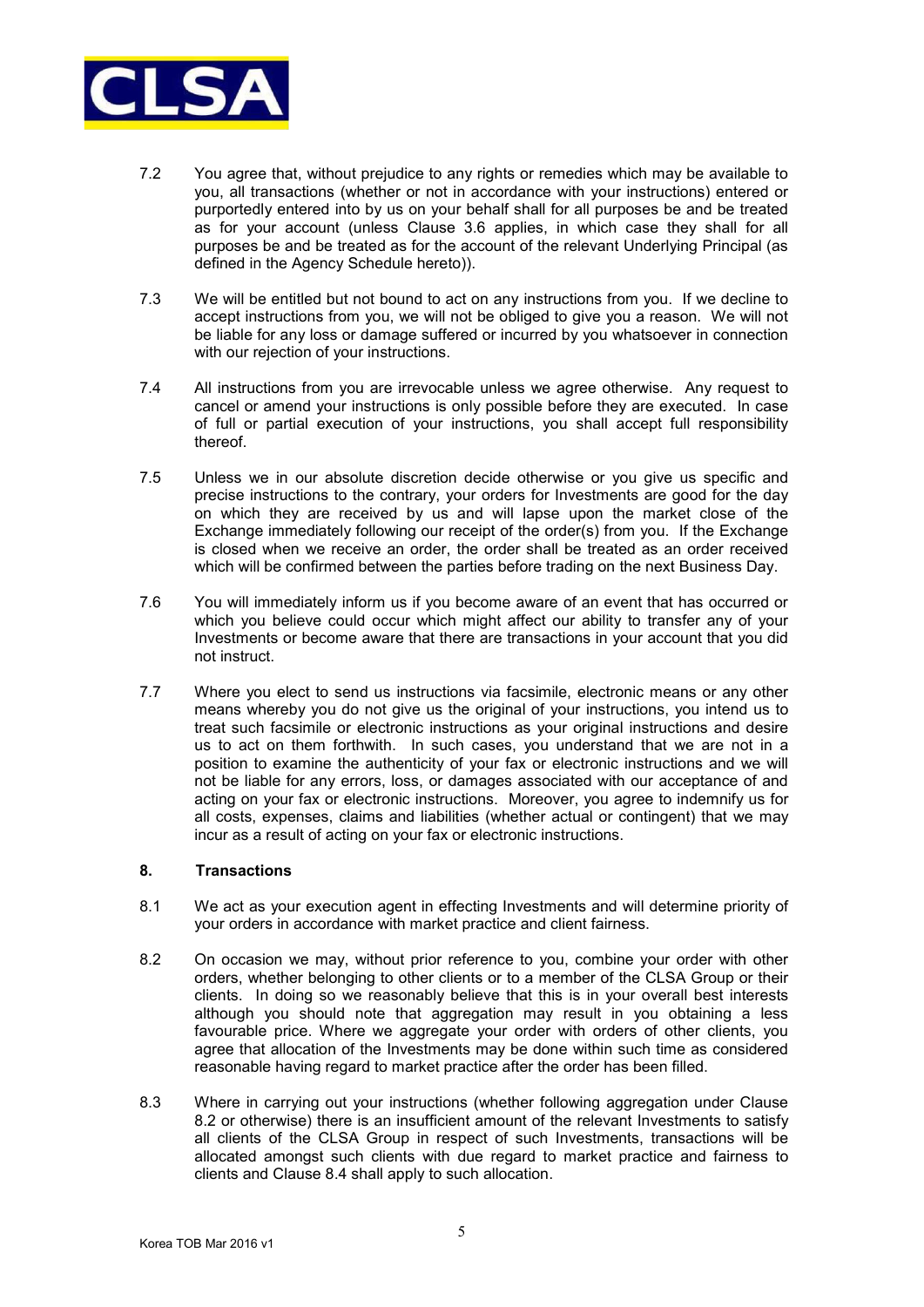7.2 You agree that, without prejudice to any rights or remedies which may be available to you, all transactions (whether or not in accordance with your instructions) entered or purportedly entered into by us on your behalf shall for all purposes be and be treated as for your account (unless Clause 3.6 applies, in which case they shall for all purposes be and be treated as for the account of the relevant Underlying Principal (as defined in the Agency Schedule hereto)).

7.3 We will be entitled but not bound to act on any instructions from you. If we decline to accept instructions from you, we will not be obliged to give you a reason. We will not be liable for any loss or damage suffered or incurred by you whatsoever in connection with our rejection of your instructions.

7.4 All instructions from you are irrevocable unless we agree otherwise. Any request to cancel or amend your instructions is only possible before they are executed. In case of full or partial execution of your instructions, you shall accept full responsibility thereof.

7.5 Unless we in our absolute discretion decide otherwise or you give us specific and precise instructions to the contrary, your orders for Investments are good for the day on which they are received by us and will lapse upon the market close of the Exchange immediately following our receipt of the order(s) from you. If the Exchange is closed when we receive an order, the order shall be treated as an order received which will be confirmed between the parties before trading on the next Business Day.

7.6 You will immediately inform us if you become aware of an event that has occurred or which you believe could occur which might affect our ability to transfer any of your Investments or become aware that there are transactions in your account that you did not instruct.

7.7 Where you elect to send us instructions via facsimile, electronic means or any other means whereby you do not give us the original of your instructions, you intend to treat such facsimile or electronic instructions as your original instructions and desire us to act on them forthwith. In such cases, you understand that we are not in a position to examine the authenticity of your fax or electronic instructions and we will not be liable for any errors, loss, or damages associated with our acceptance of and acting on your fax or electronic instructions. Moreover, you agree to indemnify us for all costs, expenses, claims and liabilities (whether actual or contingent) that we may incur as a result of acting on your fax or electronic instructions.

## 8. Transactions

8.1 We act as your execution agent in effecting Investments and will determine priority of your orders in accordance with market practice and client fairness.

8.2 On occasion we may, without prior reference to you, combine your order with other orders, whether belonging to other clients or to a member of the CLSA Group or their clients. In doing so we reasonably believe that this is in your overall best interests although you should note that aggregation may result in you obtaining a less favourable price. Where we aggregate your order with orders of other clients, you agree that allocation of the Investments may be done within such time as considered reasonable having regard to market practice after the order has been filled.

8.3 Where in carrying out your instructions (whether following aggregation under Clause 8.2 or otherwise) there is an insufficient amount of the relevant Investments to satisfy all clients of the CLSA Group in respect of such Investments, transactions will be allocated amongst such clients with due regard to market practice and fairness to clients and Clause 8.4 shall apply to such allocation.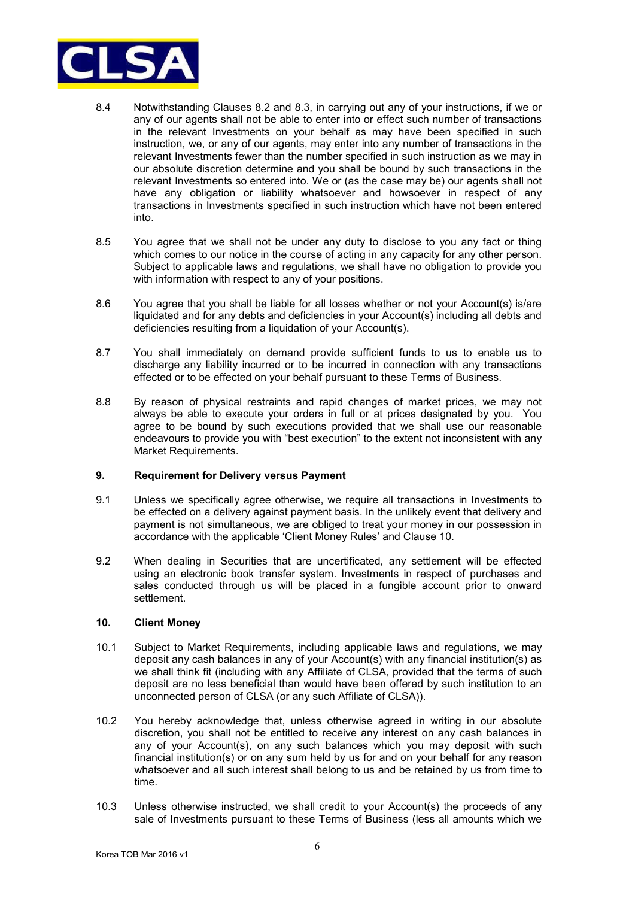8.4 Notwithstanding Clauses 8.2 and 8.3, in carrying out any of your instructions, if we or any of our agents shall not be able to enter into or effect such number of transactions in the relevant Investments on your behalf as may have been specified in such instruction, we, or any of our agents, may enter into any number of transactions in the relevant Investments fewer than the number specified in such instruction as we may in our absolute discretion determine and you shall be bound by such transactions in the relevant Investments so entered into. We or (as the case may be) our agents shall not have any obligation or liability whatsoever and howsoever in respect of any transactions in Investments specified in such instruction which have not been entered into.

8.5 You agree that we shall not be under any duty to disclose to you any fact or thing which comes to our notice in the course of acting in any capacity for any other person. Subject to applicable laws and regulations, we shall have no obligation to provide you with information with respect to any of your positions.

8.6 You agree that you shall be liable for all losses whether or not your Account(s) is/are liquidated and for any debts and deficiencies in your Account(s) including all debts and deficiencies resulting from a liquidation of your Account(s).

8.7 You shall immediately on demand provide sufficient funds to us to enable us to discharge any liability incurred or to be incurred in connection with any transactions effected or to be effected on your behalf pursuant to these Terms of Business.

8.8 By reason of physical restraints and rapid changes of market prices, we may not always be able to execute your orders in full or at prices designated by you. You agree to be bound by such executions provided that we shall use our reasonable endeavours to provide you with "best execution" to the extent not inconsistent with any Market Requirements.

## 9. Requirement for Delivery versus Payment

9.1 Unless we specifically agree otherwise, we require all transactions in Investments to be effected on a delivery against payment basis. In the unlikely event that delivery and payment is not simultaneous, we are obliged to treat your money in our possession in accordance with the applicable 'Client Money Rules' and Clause 10.

9.2 When dealing in Securities that are uncertificated, any settlement will be effected using an electronic book transfer system. Investments in respect of purchases and sales conducted through us will be placed in a fungible account prior to onward settlement.

## 10. Client Money

10.1 Subject to Market Requirements, including applicable laws and regulations, we may deposit any cash balances in any of your Account(s) with any financial institution(s) as we shall think fit (including with any Affiliate of CLSA, provided that the terms of such deposit are no less beneficial than would have been offered by such institution to an unconnected person of CLSA (or any such Affiliate of CLSA)).

10.2 You hereby acknowledge that, unless otherwise agreed in writing in our absolute discretion, you shall not be entitled to receive any interest on any cash balances in any of your Account(s), on any such balances which you may deposit with such financial institution(s) or on any sum held by us for and on your behalf for any reason whatsoever and all such interest shall belong to us and be retained by us from time to time.

10.3 Unless otherwise instructed, we shall credit to your Account(s) the proceeds of any sale of Investments pursuant to these Terms of Business (less all amounts which we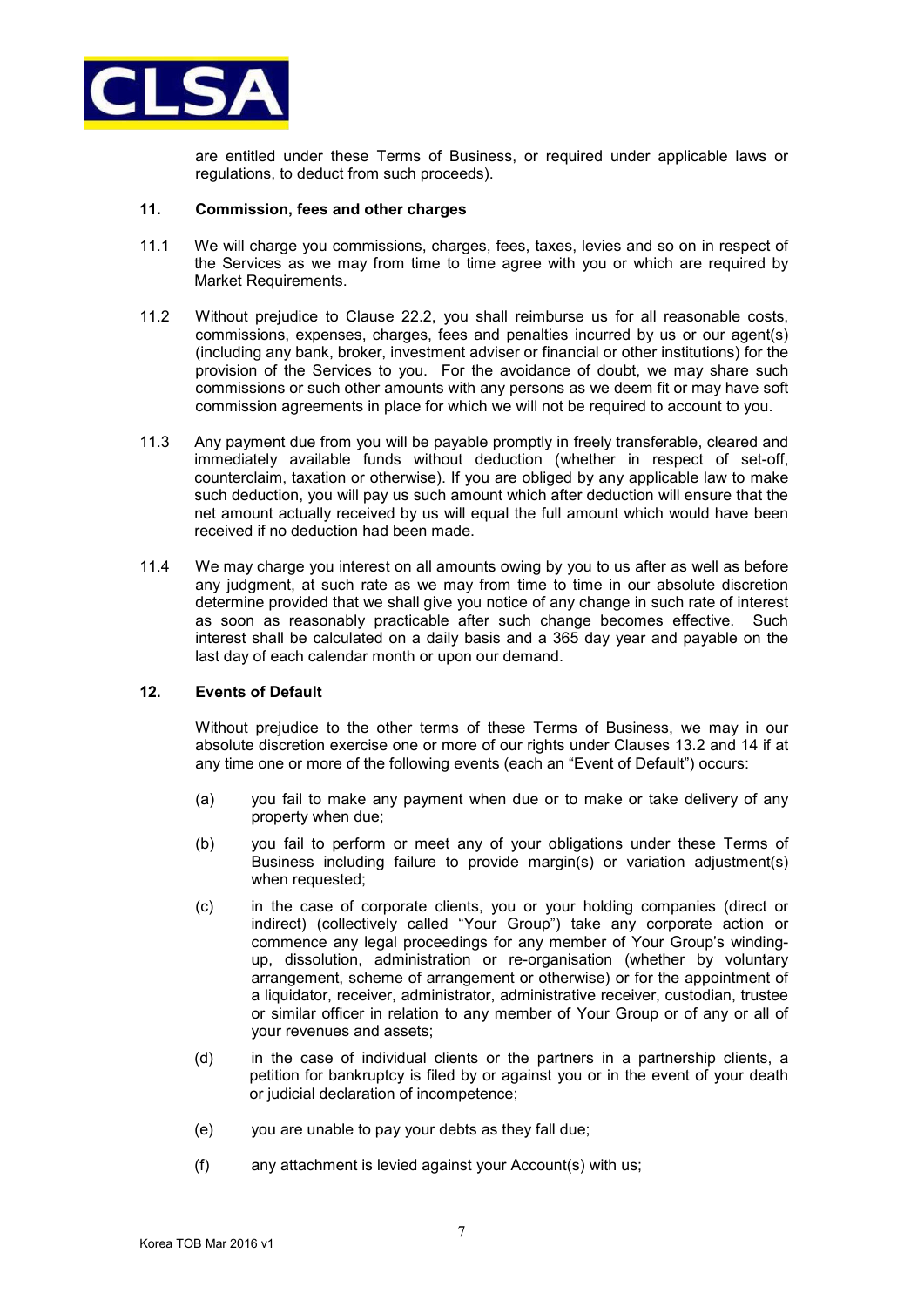are entitled under these Terms of Business, or required under applicable laws or regulations, to deduct from such proceeds).

## 11. Commission, fees and other charges

11.1 We will charge you commissions, charges, fees, taxes, levies and so on in respect of the Services as we may from time to time agree with you or which are required by Market Requirements.

11.2 Without prejudice to Clause 22.2, you shall reimburse us for all reasonable costs, commissions, expenses, charges, fees and penalties incurred by us or our agent(s) (including any bank, broker, investment adviser or financial or other institutions) for the provision of the Services to you. For the avoidance of doubt, we may share such commissions or such other amounts with any persons as we deem fit or may have soft commission agreements in place for which we will not be required to account to you.

11.3 Any payment due from you will be payable promptly in freely transferable, cleared and immediately available funds without deduction (whether in respect of set-off, counterclaim, taxation or otherwise). If you are obliged by any applicable law to make such deduction, you will pay us such amount which after deduction will ensure that the net amount actually received by us will equal the full amount which would have been received if no deduction had been made.

11.4 We may charge you interest on all amounts owing by you to us after as well as before any judgment, at such rate as we may from time to time in our absolute discretion determine provided that we shall give you notice of any change in such rate of interest as soon as reasonably practicable after such change becomes effective. Such interest shall be calculated on a daily basis and a 365 day year and payable on the last day of each calendar month or upon our demand.

## 12. Events of Default

Without prejudice to the other terms of these Terms of Business, we may in our absolute discretion exercise one or more of our rights under Clauses 13.2 and 14 if at any time one or more of the following events (each an "Event of Default") occurs:

(a) you fail to make any payment when due or to make or take delivery of any property when due;

(b) you fail to perform or meet any of your obligations under these Terms of Business including failure to provide margin(s) or variation adjustment(s) when requested;

(c) in the case of corporate clients, you or your holding companies (direct or indirect) (collectively called "Your Group") take any corporate action or commence any legal proceedings for any member of Your Group's winding-up, dissolution, administration or re-organisation (whether by voluntary arrangement, scheme of arrangement or otherwise) or for the appointment of a liquidator, receiver, administrator, administrative receiver, custodian, trustee or similar officer in relation to any member of Your Group or of any or all of your revenues and assets;

(d) in the case of individual clients or the partners in a partnership clients, a petition for bankruptcy is filed by or against you or in the event of your death or judicial declaration of incompetence;

(e) you are unable to pay your debts as they fall due;

(f) any attachment is levied against your Account(s) with us;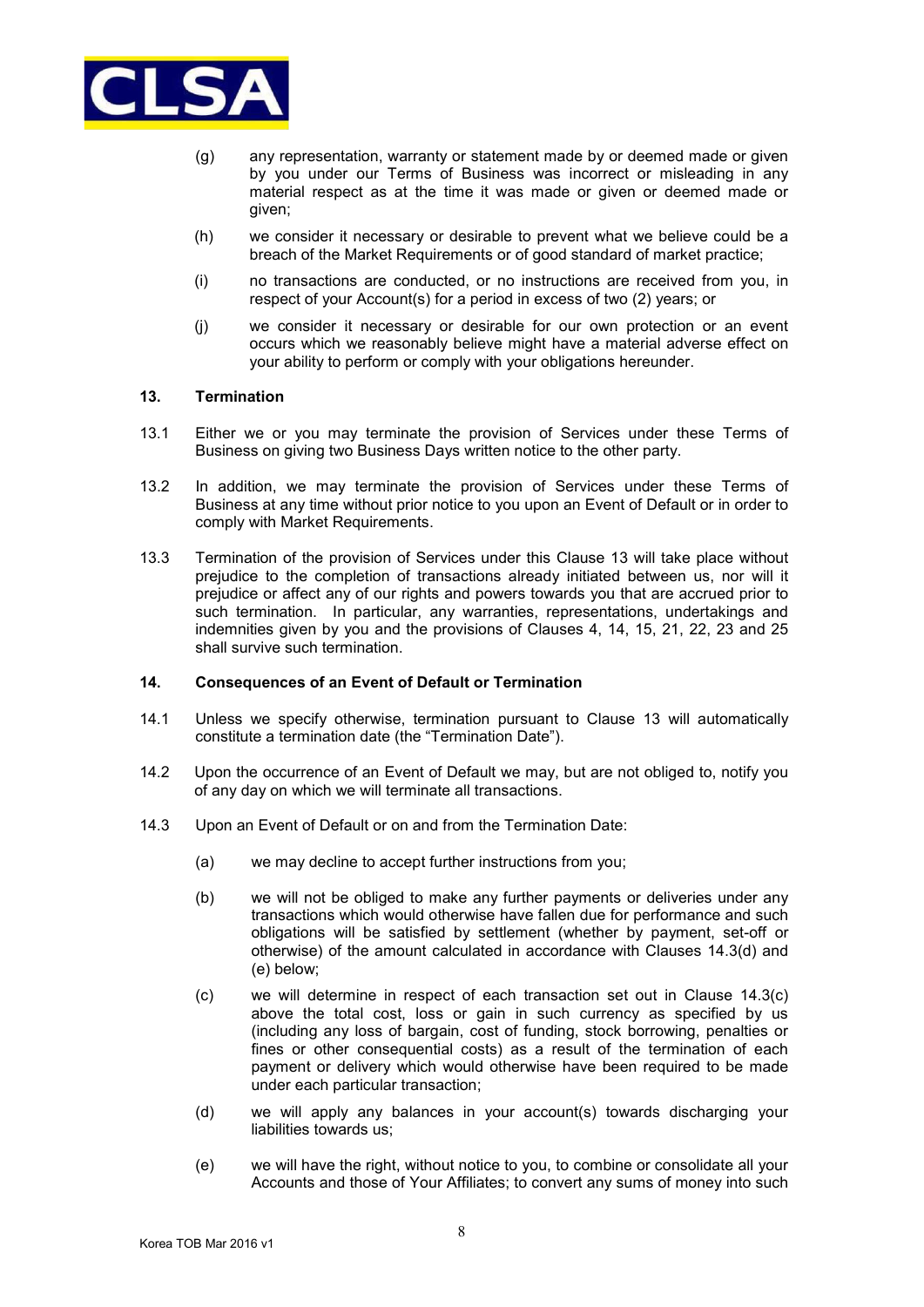(g) any representation, warranty or statement made by or deemed made or given by you under our Terms of Business was incorrect or misleading in any material respect as at the time it was made or given or deemed made or given;

(h) we consider it necessary or desirable to prevent what we believe could be a breach of the Market Requirements or of good standard of market practice;

(i) no transactions are conducted, or no instructions are received from you, in respect of your Account(s) for a period in excess of two (2) years; or

(j) we consider it necessary or desirable for our own protection or an event occurs which we reasonably believe might have a material adverse effect on your ability to perform or comply with your obligations hereunder.

## 13. Termination

13.1 Either we or you may terminate the provision of Services under these Terms of Business on giving two Business Days written notice to the other party.

13.2 In addition, we may terminate the provision of Services under these Terms of Business at any time without prior notice to you upon an Event of Default or in order to comply with Market Requirements.

13.3 Termination of the provision of Services under this Clause 13 will take place without prejudice to the completion of transactions already initiated between us, nor will it prejudice or affect any of our rights and powers towards you that are accrued prior to such termination. In particular, any warranties, representations, undertakings and indemnities given by you and the provisions of Clauses 4, 14, 15, 21, 22, 23 and 25 shall survive such termination.

## 14. Consequences of an Event of Default or Termination

14.1 Unless we specify otherwise, termination pursuant to Clause 13 will automatically constitute a termination date (the "Termination Date").

14.2 Upon the occurrence of an Event of Default we may, but are not obliged to, notify you of any day on which we will terminate all transactions.

14.3 Upon an Event of Default or on and from the Termination Date:

(a) we may decline to accept further instructions from you;

(b) we will not be obliged to make any further payments or deliveries under any transactions which would otherwise have fallen due for performance and such obligations will be satisfied by settlement (whether by payment, set-off or otherwise) of the amount calculated in accordance with Clauses 14.3(d) and (e) below;

(c) we will determine in respect of each transaction set out in Clause 14.3(c) above the total cost, loss or gain in such currency as specified by us (including any loss of bargain, cost of funding, stock borrowing, penalties or fines or other consequential costs) as a result of the termination of each payment or delivery which would otherwise have been required to be made under each particular transaction;

(d) we will apply any balances in your account(s) towards discharging your liabilities towards us;

(e) we will have the right, without notice to you, to combine or consolidate all your Accounts and those of Your Affiliates; to convert any sums of money into such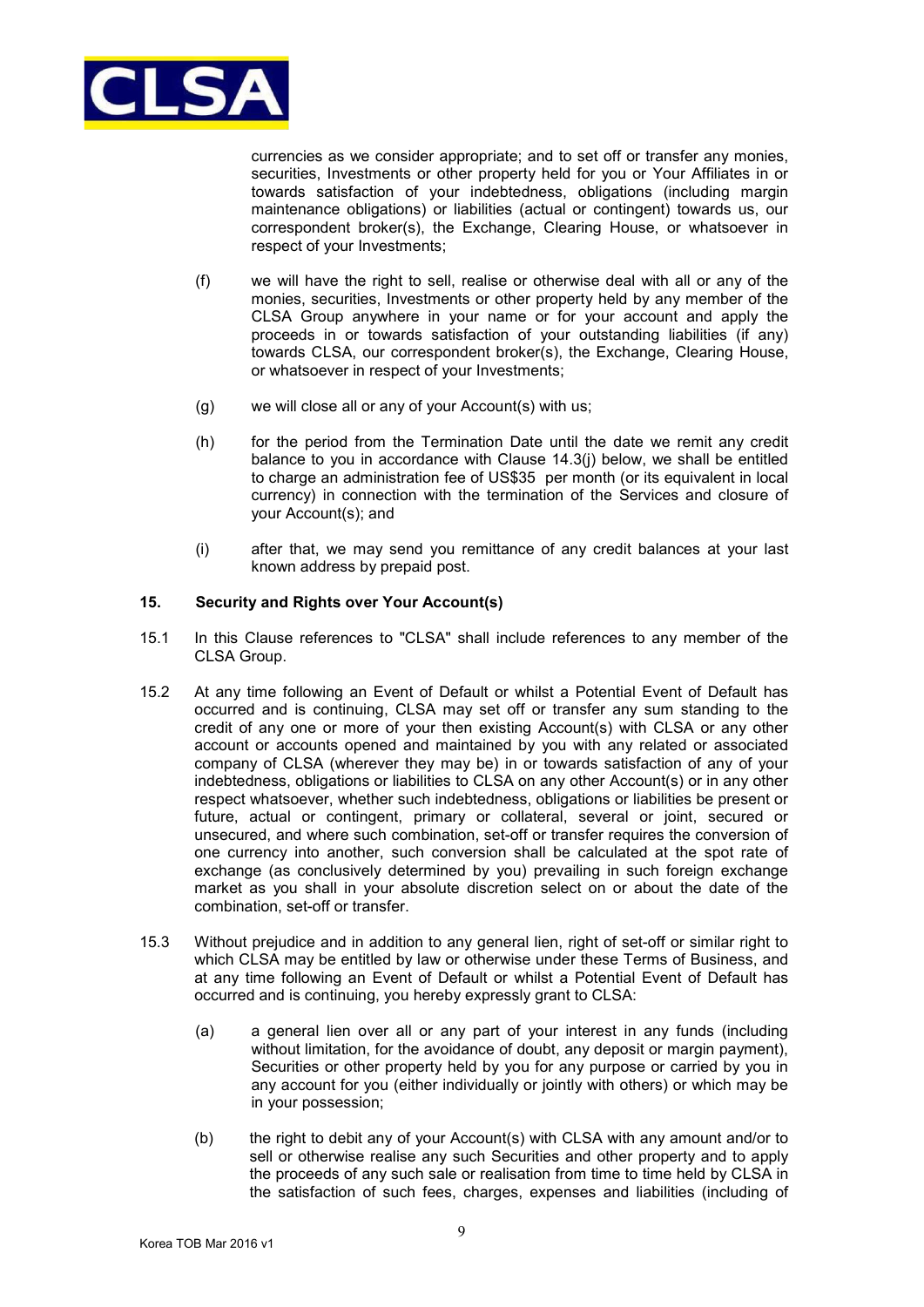currencies as we consider appropriate; and to set off or transfer any monies, securities, Investments or other property held for you or Your Affiliates in or towards satisfaction of your indebtedness, obligations (including margin maintenance obligations) or liabilities (actual or contingent) towards us, our correspondent broker(s), the Exchange, Clearing House, or whatsoever in respect of your Investments;

(f) we will have the right to sell, realise or otherwise deal with all or any of the monies, securities, Investments or other property held by any member of the CLSA Group anywhere in your name or for your account and apply the proceeds in or towards satisfaction of your outstanding liabilities (if any) towards CLSA, our correspondent broker(s), the Exchange, Clearing House, or whatsoever in respect of your Investments;

(g) we will close all or any of your Account(s) with us;

(h) for the period from the Termination Date until the date we remit any credit balance to you in accordance with Clause 14.3(j) below, we shall be entitled to charge an administration fee of US$35 per month (or its equivalent in local currency) in connection with the termination of the Services and closure of your Account(s); and

(i) after that, we may send you remittance of any credit balances at your last known address by prepaid post.

## 15. Security and Rights over Your Account(s)

15.1 In this Clause references to "CLSA" shall include references to any member of the CLSA Group.

15.2 At any time following an Event of Default or whilst a Potential Event of Default has occurred and is continuing, CLSA may set off or transfer any sum standing to the credit of any one or more of your then existing Account(s) with CLSA or any other account or accounts opened and maintained by you with any related or associated company of CLSA (wherever they may be) in or towards satisfaction of any of your indebtedness, obligations or liabilities to CLSA on any other Account(s) or in any other respect whatsoever, whether such indebtedness, obligations or liabilities be present or future, actual or contingent, primary or collateral, several or joint, secured or unsecured, and where such combination, set-off or transfer requires the conversion of one currency into another, such conversion shall be calculated at the spot rate of exchange (as conclusively determined by you) prevailing in such foreign exchange market as you shall in your absolute discretion select on or about the date of the combination, set-off or transfer.

15.3 Without prejudice and in addition to any general lien, right of set-off or similar right to which CLSA may be entitled by law or otherwise under these Terms of Business, and at any time following an Event of Default or whilst a Potential Event of Default has occurred and is continuing, you hereby expressly grant to CLSA:

(a) a general lien over all or any part of your interest in any funds (including without limitation, for the avoidance of doubt, any deposit or margin payment), Securities or other property held by you for any purpose or carried by you in any account for you (either individually or jointly with others) or which may be in your possession;

(b) the right to debit any of your Account(s) with CLSA with any amount and/or to sell or otherwise realise any such Securities and other property and to apply the proceeds of any such sale or realisation from time to time held by CLSA in the satisfaction of such fees, charges, expenses and liabilities (including of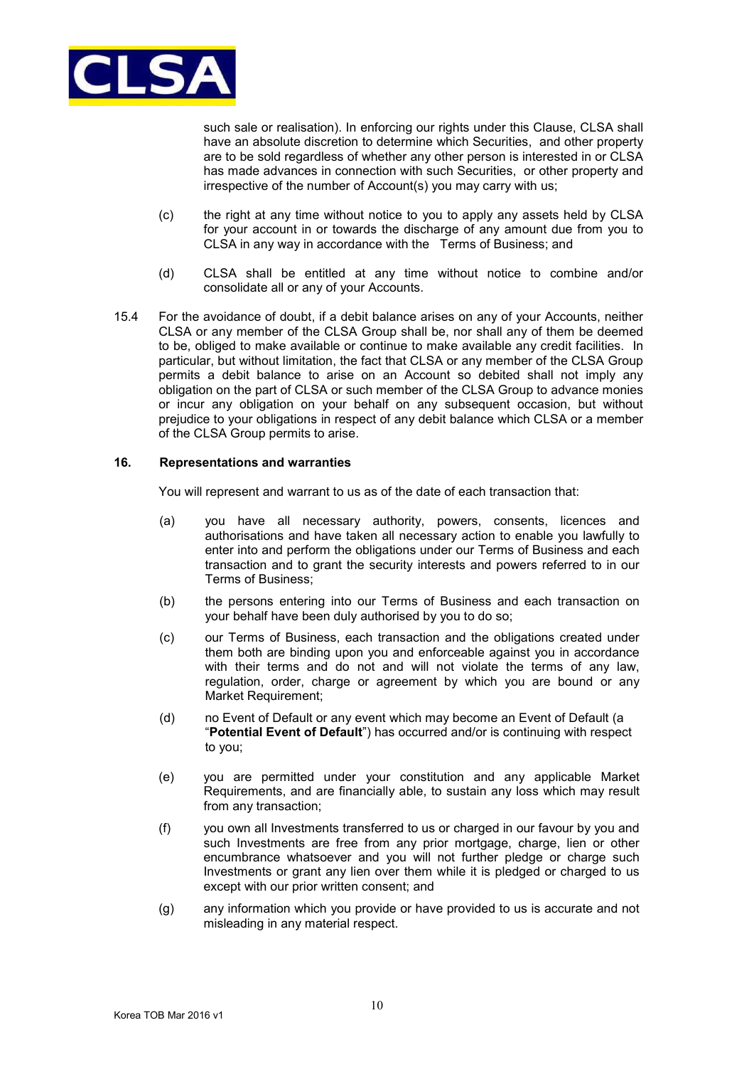such sale or realisation). In enforcing our rights under this Clause, CLSA shall have an absolute discretion to determine which Securities, and other property are to be sold regardless of whether any other person is interested in or CLSA has made advances in connection with such Securities, or other property and irrespective of the number of Account(s) you may carry with us;

(c) the right at any time without notice to you to apply any assets held by CLSA for your account in or towards the discharge of any amount due from you to CLSA in any way in accordance with the Terms of Business; and

(d) CLSA shall be entitled at any time without notice to combine and/or consolidate all or any of your Accounts.

15.4 For the avoidance of doubt, if a debit balance arises on any of your Accounts, neither CLSA or any member of the CLSA Group shall be, nor shall any of them be deemed to be, obliged to make available or continue to make available any credit facilities. In particular, but without limitation, the fact that CLSA or any member of the CLSA Group permits a debit balance to arise on an Account so debited shall not imply any obligation on the part of CLSA or such member of the CLSA Group to advance monies or incur any obligation on your behalf on any subsequent occasion, but without prejudice to your obligations in respect of any debit balance which CLSA or a member of the CLSA Group permits to arise.

## 16. Representations and warranties

You will represent and warrant to us as of the date of each transaction that:

(a) you have all necessary authority, powers, consents, licences and authorisations and have taken all necessary action to enable you lawfully to enter into and perform the obligations under our Terms of Business and each transaction and to grant the security interests and powers referred to in our Terms of Business;

(b) the persons entering into our Terms of Business and each transaction on your behalf have been duly authorised by you to do so;

(c) our Terms of Business, each transaction and the obligations created under them both are binding upon you and enforceable against you in accordance with their terms and do not and will not violate the terms of any law, regulation, order, charge or agreement by which you are bound or any Market Requirement;

(d) no Event of Default or any event which may become an Event of Default (a "**Potential Event of Default**") has occurred and/or is continuing with respect to you;

(e) you are permitted under your constitution and any applicable Market Requirements, and are financially able, to sustain any loss which may result from any transaction;

(f) you own all Investments transferred to us or charged in our favour by you and such Investments are free from any prior mortgage, charge, lien or other encumbrance whatsoever and you will not further pledge or charge such Investments or grant any lien over them while it is pledged or charged to us except with our prior written consent; and

(g) any information which you provide or have provided to us is accurate and not misleading in any material respect.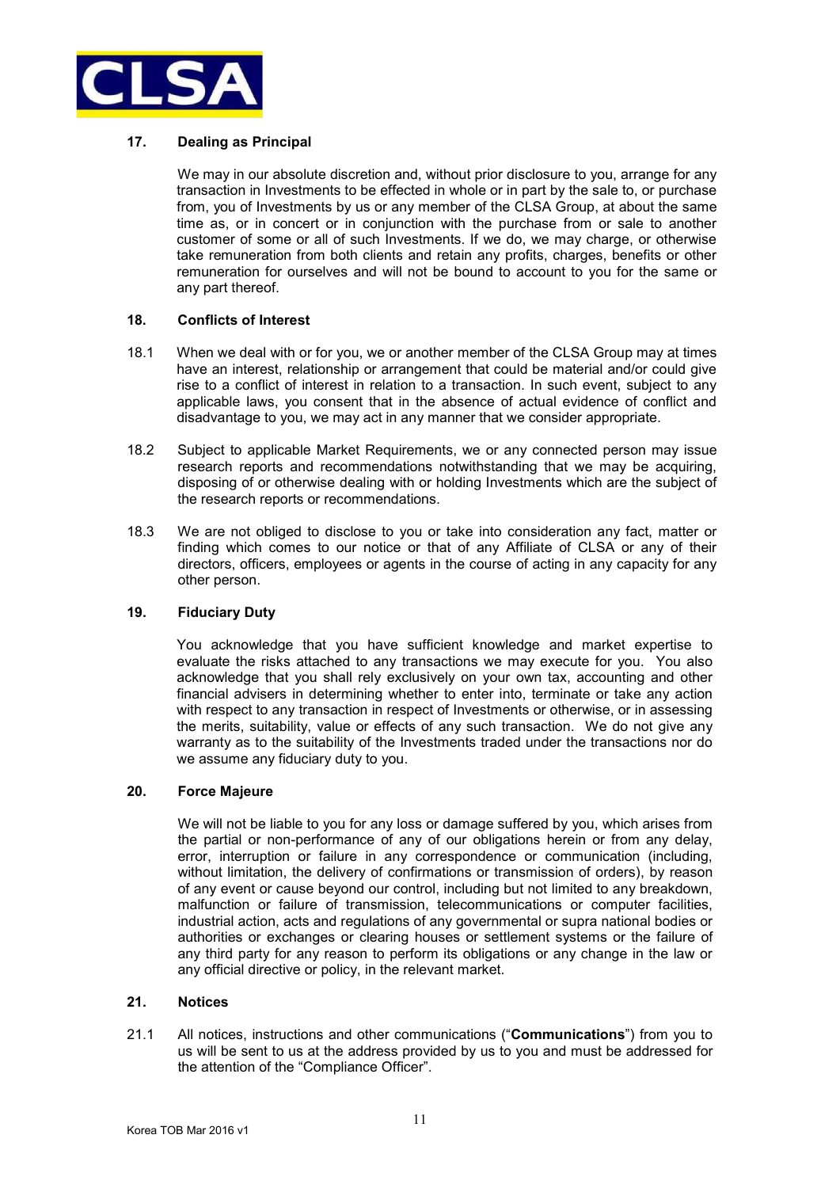## 17. Dealing as Principal

We may in our absolute discretion and, without prior disclosure to you, arrange for any transaction in Investments to be effected in whole or in part by the sale to, or purchase from, you of Investments by us or any member of the CLSA Group, at about the same time as, or in concert or in conjunction with the purchase from or sale to another customer of some or all of such Investments. If we do, we may charge, or otherwise take remuneration from both clients and retain any profits, charges, benefits or other remuneration for ourselves and will not be bound to account to you for the same or any part thereof.

## 18. Conflicts of Interest

18.1 When we deal with or for you, we or another member of the CLSA Group may at times have an interest, relationship or arrangement that could be material and/or could give rise to a conflict of interest in relation to a transaction. In such event, subject to any applicable laws, you consent that in the absence of actual evidence of conflict and disadvantage to you, we may act in any manner that we consider appropriate.

18.2 Subject to applicable Market Requirements, we or any connected person may issue research reports and recommendations notwithstanding that we may be acquiring, disposing of or otherwise dealing with or holding Investments which are the subject of the research reports or recommendations.

18.3 We are not obliged to disclose to you or take into consideration any fact, matter or finding which comes to our notice or that of any Affiliate of CLSA or any of their directors, officers, employees or agents in the course of acting in any capacity for any other person.

## 19. Fiduciary Duty

You acknowledge that you have sufficient knowledge and market expertise to evaluate the risks attached to any transactions we may execute for you. You also acknowledge that you shall rely exclusively on your own tax, accounting and other financial advisers in determining whether to enter into, terminate or take any action with respect to any transaction in respect of Investments or otherwise, or in assessing the merits, suitability, value or effects of any such transaction. We do not give any warranty as to the suitability of the Investments traded under the transactions nor do we assume any fiduciary duty to you.

## 20. Force Majeure

We will not be liable to you for any loss or damage suffered by you, which arises from the partial or non-performance of any of our obligations herein or from any delay, error, interruption or failure in any correspondence or communication (including, without limitation, the delivery of confirmations or transmission of orders), by reason of any event or cause beyond our control, including but not limited to any breakdown, malfunction or failure of transmission, telecommunications or computer facilities, industrial action, acts and regulations of any governmental or supra national bodies or authorities or exchanges or clearing houses or settlement systems or the failure of any third party for any reason to perform its obligations or any change in the law or any official directive or policy, in the relevant market.

## 21. Notices

21.1 All notices, instructions and other communications ("**Communications**") from you to us will be sent to us at the address provided by us to you and must be addressed for the attention of the "Compliance Officer".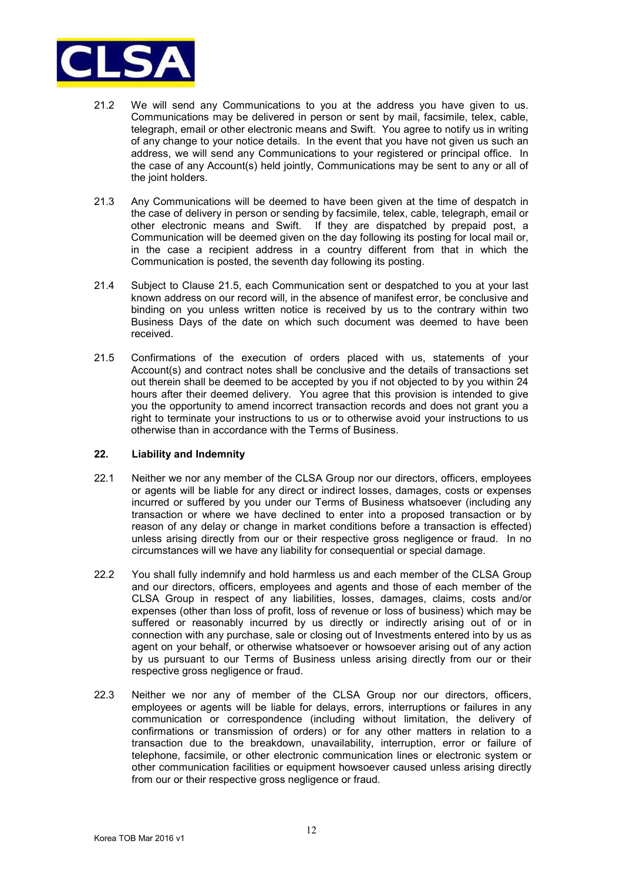21.2 We will send any Communications to you at the address you have given to us. Communications may be delivered in person or sent by mail, facsimile, telex, cable, telegraph, email or other electronic means and Swift. You agree to notify us in writing of any change to your notice details. In the event that you have not given us such an address, we will send any Communications to your registered or principal office. In the case of any Account(s) held jointly, Communications may be sent to any or all of the joint holders.

21.3 Any Communications will be deemed to have been given at the time of despatch in the case of delivery in person or sending by facsimile, telex, cable, telegraph, email or other electronic means and Swift. If they are dispatched by prepaid post, a Communication will be deemed given on the day following its posting for local mail or, in the case a recipient address in a country different from that in which the Communication is posted, the seventh day following its posting.

21.4 Subject to Clause 21.5, each Communication sent or despatched to you at your last known address on our record will, in the absence of manifest error, be conclusive and binding on you unless written notice is received by us to the contrary within two Business Days of the date on which such document was deemed to have been received.

21.5 Confirmations of the execution of orders placed with us, statements of your Account(s) and contract notes shall be conclusive and the details of transactions set out therein shall be deemed to be accepted by you if not objected to by you within 24 hours after their deemed delivery. You agree that this provision is intended to give you the opportunity to amend incorrect transaction records and does not grant you a right to terminate your instructions to us or to otherwise avoid your instructions to us otherwise than in accordance with the Terms of Business.

### 22. Liability and Indemnity

22.1 Neither we nor any member of the CLSA Group nor our directors, officers, employees or agents will be liable for any direct or indirect losses, damages, costs or expenses incurred or suffered by you under our Terms of Business whatsoever (including any transaction or where we have declined to enter into a proposed transaction or by reason of any delay or change in market conditions before a transaction is effected) unless arising directly from our or their respective gross negligence or fraud. In no circumstances will we have any liability for consequential or special damage.

22.2 You shall fully indemnify and hold harmless us and each member of the CLSA Group and our directors, officers, employees and agents and those of each member of the CLSA Group in respect of any liabilities, losses, damages, claims, costs and/or expenses (other than loss of profit, loss of revenue or loss of business) which may be suffered or reasonably incurred by us directly or indirectly arising out of or in connection with any purchase, sale or closing out of Investments entered into by us as agent on your behalf, or otherwise whatsoever or howsoever arising out of any action by us pursuant to our Terms of Business unless arising directly from our or their respective gross negligence or fraud.

22.3 Neither we nor any of member of the CLSA Group nor our directors, officers, employees or agents will be liable for delays, errors, interruptions or failures in any communication or correspondence (including without limitation, the delivery of confirmations or transmission of orders) or for any other matters in relation to a transaction due to the breakdown, unavailability, interruption, error or failure of telephone, facsimile, or other electronic communication lines or electronic system or other communication facilities or equipment howsoever caused unless arising directly from our or their respective gross negligence or fraud.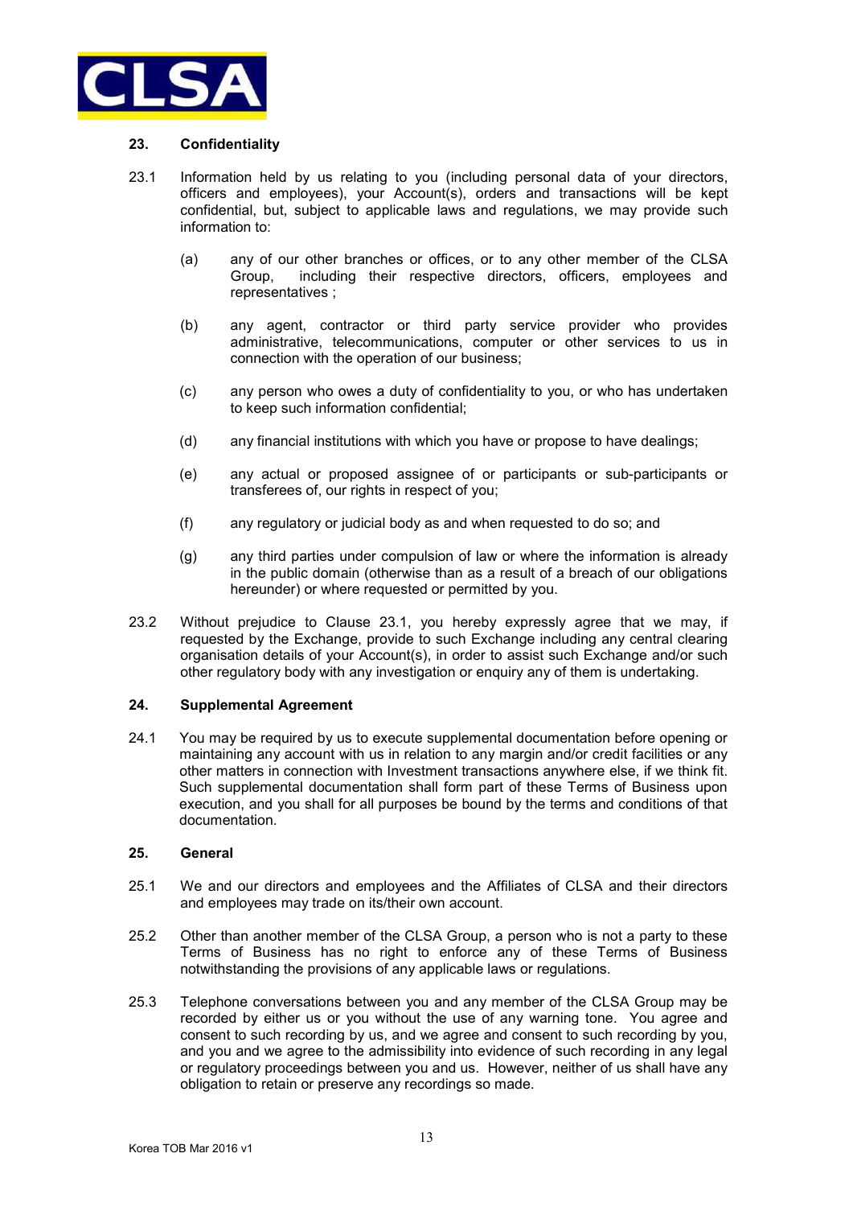## 23. Confidentiality

23.1 Information held by us relating to you (including personal data of your directors, officers and employees), your Account(s), orders and transactions will be kept confidential, but, subject to applicable laws and regulations, we may provide such information to:

(a) any of our other branches or offices, or to any other member of the CLSA Group, including their respective directors, officers, employees and representatives ;

(b) any agent, contractor or third party service provider who provides administrative, telecommunications, computer or other services to us in connection with the operation of our business;

(c) any person who owes a duty of confidentiality to you, or who has undertaken to keep such information confidential;

(d) any financial institutions with which you have or propose to have dealings;

(e) any actual or proposed assignee of or participants or sub-participants or transferees of, our rights in respect of you;

(f) any regulatory or judicial body as and when requested to do so; and

(g) any third parties under compulsion of law or where the information is already in the public domain (otherwise than as a result of a breach of our obligations hereunder) or where requested or permitted by you.

23.2 Without prejudice to Clause 23.1, you hereby expressly agree that we may, if requested by the Exchange, provide to such Exchange including any central clearing organisation details of your Account(s), in order to assist such Exchange and/or such other regulatory body with any investigation or enquiry any of them is undertaking.

## 24. Supplemental Agreement

24.1 You may be required by us to execute supplemental documentation before opening or maintaining any account with us in relation to any margin and/or credit facilities or any other matters in connection with Investment transactions anywhere else, if we think fit. Such supplemental documentation shall form part of these Terms of Business upon execution, and you shall for all purposes be bound by the terms and conditions of that documentation.

## 25. General

25.1 We and our directors and employees and the Affiliates of CLSA and their directors and employees may trade on its/their own account.

25.2 Other than another member of the CLSA Group, a person who is not a party to these Terms of Business has no right to enforce any of these Terms of Business notwithstanding the provisions of any applicable laws or regulations.

25.3 Telephone conversations between you and any member of the CLSA Group may be recorded by either us or you without the use of any warning tone. You agree and consent to such recording by us, and we agree and consent to such recording by you, and you and we agree to the admissibility into evidence of such recording in any legal or regulatory proceedings between you and us. However, neither of us shall have any obligation to retain or preserve any recordings so made.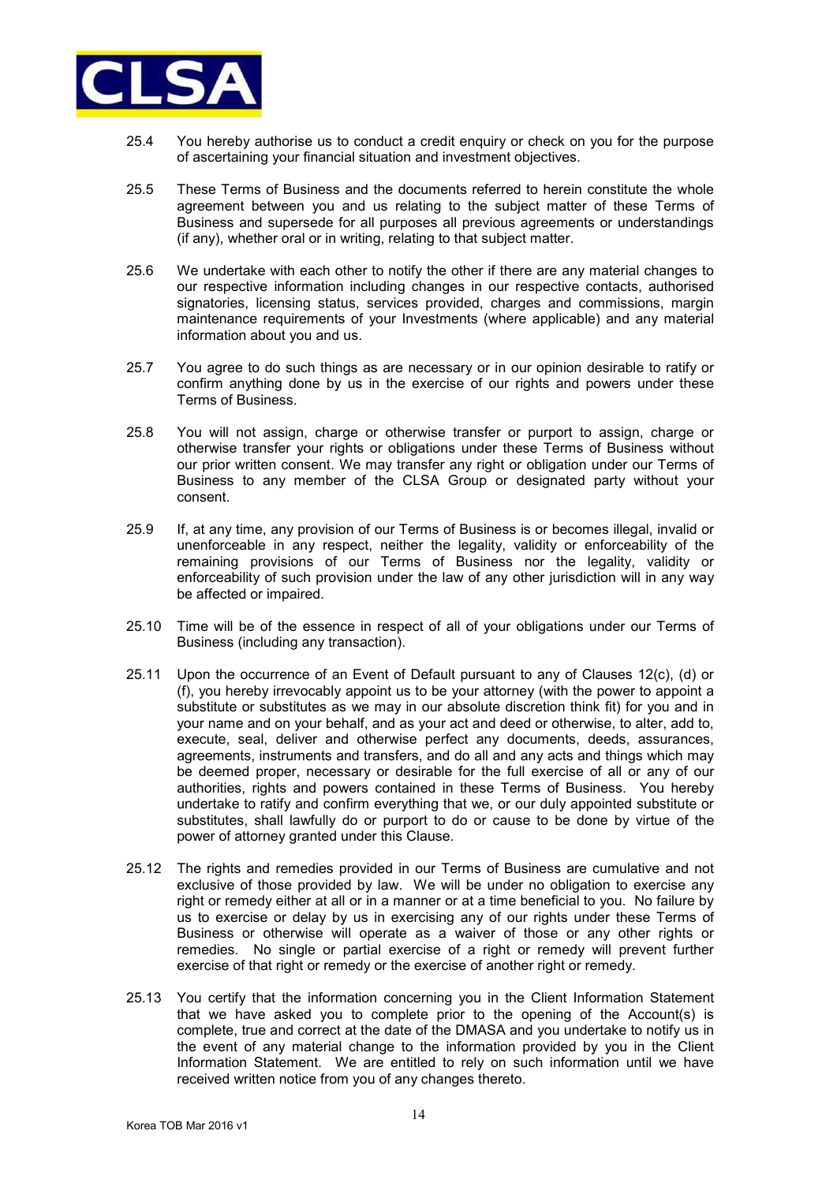25.4 You hereby authorise us to conduct a credit enquiry or check on you for the purpose of ascertaining your financial situation and investment objectives.

25.5 These Terms of Business and the documents referred to herein constitute the whole agreement between you and us relating to the subject matter of these Terms of Business and supersede for all purposes all previous agreements or understandings (if any), whether oral or in writing, relating to that subject matter.

25.6 We undertake with each other to notify the other if there are any material changes to our respective information including changes in our respective contacts, authorised signatories, licensing status, services provided, charges and commissions, margin maintenance requirements of your Investments (where applicable) and any material information about you and us.

25.7 You agree to do such things as are necessary or in our opinion desirable to ratify or confirm anything done by us in the exercise of our rights and powers under these Terms of Business.

25.8 You will not assign, charge or otherwise transfer or purport to assign, charge or otherwise transfer your rights or obligations under these Terms of Business without our prior written consent. We may transfer any right or obligation under our Terms of Business to any member of the CLSA Group or designated party without your consent.

25.9 If, at any time, any provision of our Terms of Business is or becomes illegal, invalid or unenforceable in any respect, neither the legality, validity or enforceability of the remaining provisions of our Terms of Business nor the legality, validity or enforceability of such provision under the law of any other jurisdiction will in any way be affected or impaired.

25.10 Time will be of the essence in respect of all of your obligations under our Terms of Business (including any transaction).

25.11 Upon the occurrence of an Event of Default pursuant to any of Clauses 12(c), (d) or (f), you hereby irrevocably appoint us to be your attorney (with the power to appoint a substitute or substitutes as we may in our absolute discretion think fit) for you and in your name and on your behalf, and as your act and deed or otherwise, to alter, add to, execute, seal, deliver and otherwise perfect any documents, deeds, assurances, agreements, instruments and transfers, and do all and any acts and things which may be deemed proper, necessary or desirable for the full exercise of all or any of our authorities, rights and powers contained in these Terms of Business. You hereby undertake to ratify and confirm everything that we, or our duly appointed substitute or substitutes, shall lawfully do or purport to do or cause to be done by virtue of the power of attorney granted under this Clause.

25.12 The rights and remedies provided in our Terms of Business are cumulative and not exclusive of those provided by law. We will be under no obligation to exercise any right or remedy either at all or in a manner or at a time beneficial to you. No failure by us to exercise or delay by us in exercising any of our rights under these Terms of Business or otherwise will operate as a waiver of those or any other rights or remedies. No single or partial exercise of a right or remedy will prevent further exercise of that right or remedy or the exercise of another right or remedy.

25.13 You certify that the information concerning you in the Client Information Statement that we have asked you to complete prior to the opening of the Account(s) is complete, true and correct at the date of the DMASA and you undertake to notify us in the event of any material change to the information provided by you in the Client Information Statement. We are entitled to rely on such information until we have received written notice from you of any changes thereto.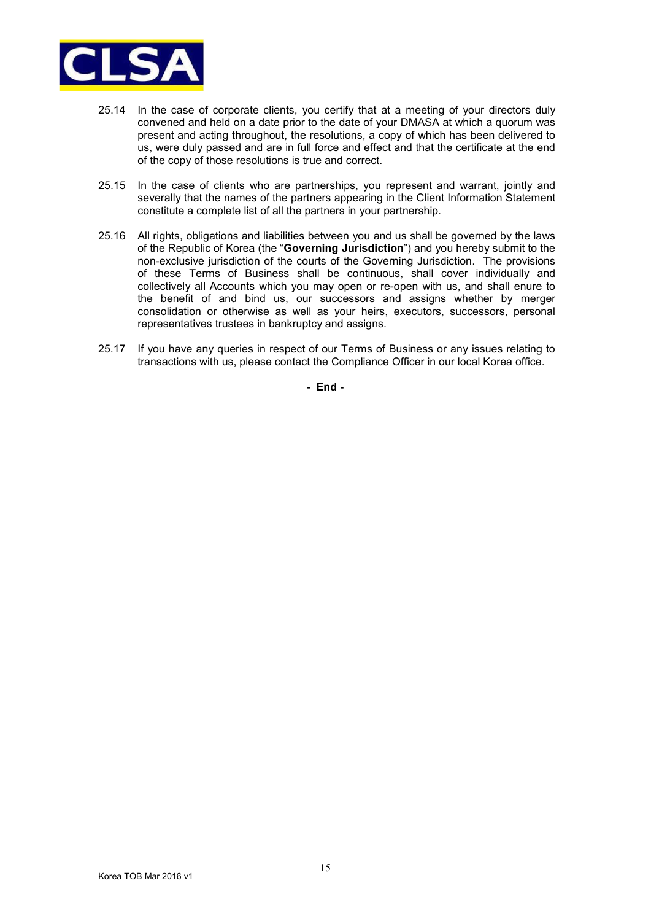25.14 In the case of corporate clients, you certify that at a meeting of your directors duly convened and held on a date prior to the date of your DMASA at which a quorum was present and acting throughout, the resolutions, a copy of which has been delivered to us, were duly passed and are in full force and effect and that the certificate at the end of the copy of those resolutions is true and correct.

25.15 In the case of clients who are partnerships, you represent and warrant, jointly and severally that the names of the partners appearing in the Client Information Statement constitute a complete list of all the partners in your partnership.

25.16 All rights, obligations and liabilities between you and us shall be governed by the laws of the Republic of Korea (the "**Governing Jurisdiction**") and you hereby submit to the non-exclusive jurisdiction of the courts of the Governing Jurisdiction. The provisions of these Terms of Business shall be continuous, shall cover individually and collectively all Accounts which you may open or re-open with us, and shall enure to the benefit of and bind us, our successors and assigns whether by merger consolidation or otherwise as well as your heirs, executors, successors, personal representatives trustees in bankruptcy and assigns.

25.17 If you have any queries in respect of our Terms of Business or any issues relating to transactions with us, please contact the Compliance Officer in our local Korea office.

**- End -**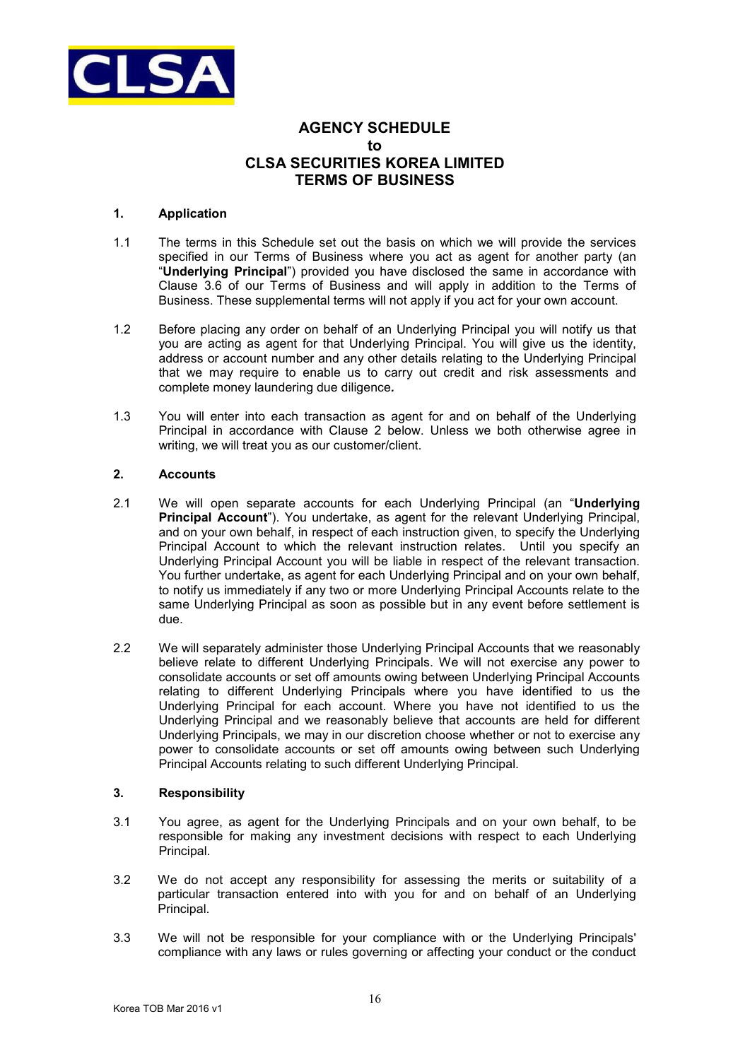# AGENCY SCHEDULE
# to
# CLSA SECURITIES KOREA LIMITED
# TERMS OF BUSINESS

## 1. Application

1.1 The terms in this Schedule set out the basis on which we will provide the services specified in our Terms of Business where you act as agent for another party (an "**Underlying Principal**") provided you have disclosed the same in accordance with Clause 3.6 of our Terms of Business and will apply in addition to the Terms of Business. These supplemental terms will not apply if you act for your own account.

1.2 Before placing any order on behalf of an Underlying Principal you will notify us that you are acting as agent for that Underlying Principal. You will give us the identity, address or account number and any other details relating to the Underlying Principal that we may require to enable us to carry out credit and risk assessments and complete money laundering due diligence*.*

1.3 You will enter into each transaction as agent for and on behalf of the Underlying Principal in accordance with Clause 2 below. Unless we both otherwise agree in writing, we will treat you as our customer/client.

## 2. Accounts

2.1 We will open separate accounts for each Underlying Principal (an "**Underlying Principal Account**"). You undertake, as agent for the relevant Underlying Principal, and on your own behalf, in respect of each instruction given, to specify the Underlying Principal Account to which the relevant instruction relates. Until you specify an Underlying Principal Account you will be liable in respect of the relevant transaction. You further undertake, as agent for each Underlying Principal and on your own behalf, to notify us immediately if any two or more Underlying Principal Accounts relate to the same Underlying Principal as soon as possible but in any event before settlement is due.

2.2 We will separately administer those Underlying Principal Accounts that we reasonably believe relate to different Underlying Principals. We will not exercise any power to consolidate accounts or set off amounts owing between Underlying Principal Accounts relating to different Underlying Principals where you have identified to us the Underlying Principal for each account. Where you have not identified to us the Underlying Principal and we reasonably believe that accounts are held for different Underlying Principals, we may in our discretion choose whether or not to exercise any power to consolidate accounts or set off amounts owing between such Underlying Principal Accounts relating to such different Underlying Principal.

## 3. Responsibility

3.1 You agree, as agent for the Underlying Principals and on your own behalf, to be responsible for making any investment decisions with respect to each Underlying Principal.

3.2 We do not accept any responsibility for assessing the merits or suitability of a particular transaction entered into with you for and on behalf of an Underlying Principal.

3.3 We will not be responsible for your compliance with or the Underlying Principals' compliance with any laws or rules governing or affecting your conduct or the conduct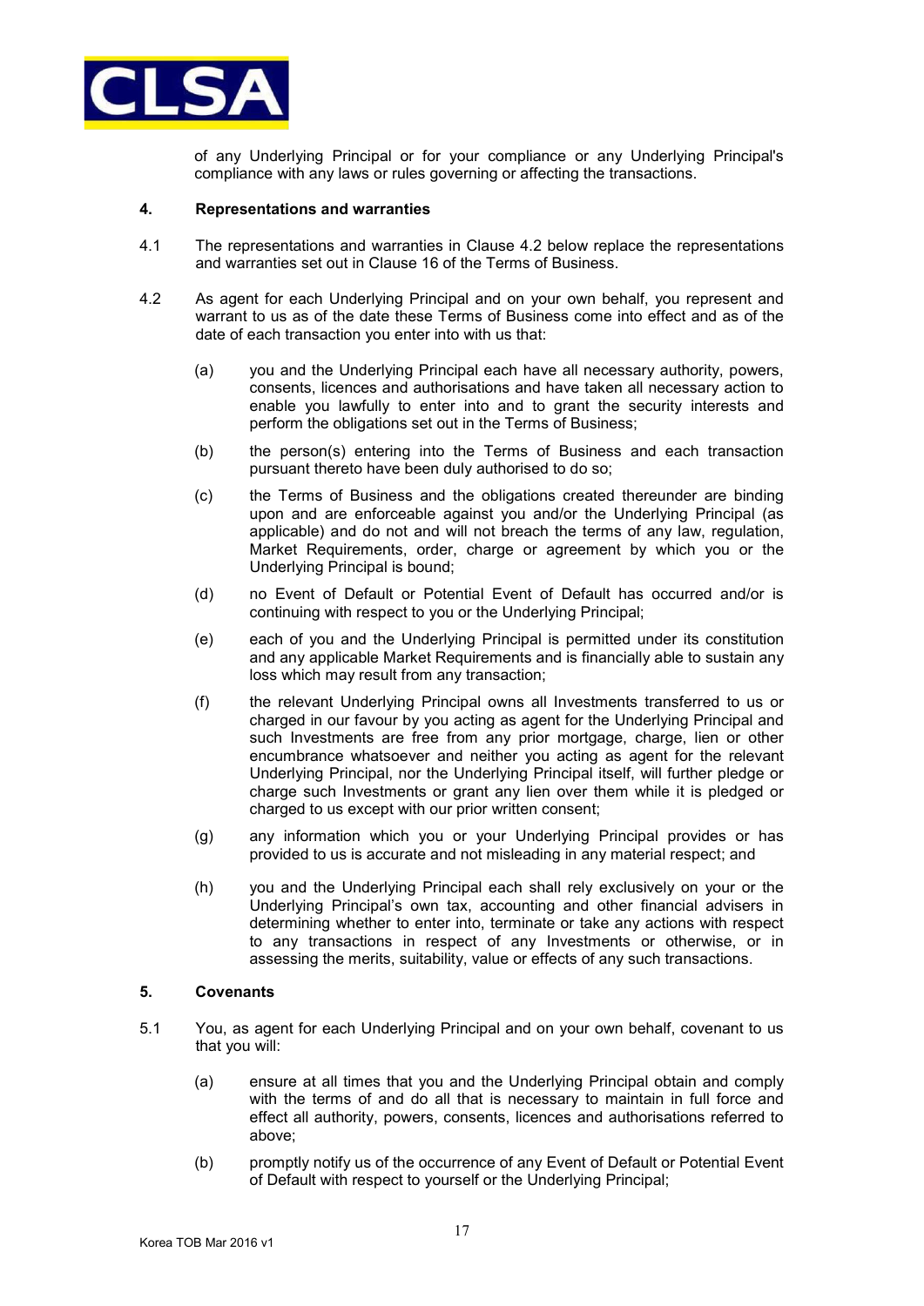of any Underlying Principal or for your compliance or any Underlying Principal's compliance with any laws or rules governing or affecting the transactions.

**4. Representations and warranties**

4.1 The representations and warranties in Clause 4.2 below replace the representations and warranties set out in Clause 16 of the Terms of Business.

4.2 As agent for each Underlying Principal and on your own behalf, you represent and warrant to us as of the date these Terms of Business come into effect and as of the date of each transaction you enter into with us that:

(a) you and the Underlying Principal each have all necessary authority, powers, consents, licences and authorisations and have taken all necessary action to enable you lawfully to enter into and to grant the security interests and perform the obligations set out in the Terms of Business;

(b) the person(s) entering into the Terms of Business and each transaction pursuant thereto have been duly authorised to do so;

(c) the Terms of Business and the obligations created thereunder are binding upon and are enforceable against you and/or the Underlying Principal (as applicable) and do not and will not breach the terms of any law, regulation, Market Requirements, order, charge or agreement by which you or the Underlying Principal is bound;

(d) no Event of Default or Potential Event of Default has occurred and/or is continuing with respect to you or the Underlying Principal;

(e) each of you and the Underlying Principal is permitted under its constitution and any applicable Market Requirements and is financially able to sustain any loss which may result from any transaction;

(f) the relevant Underlying Principal owns all Investments transferred to us or charged in our favour by you acting as agent for the Underlying Principal and such Investments are free from any prior mortgage, charge, lien or other encumbrance whatsoever and neither you acting as agent for the relevant Underlying Principal, nor the Underlying Principal itself, will further pledge or charge such Investments or grant any lien over them while it is pledged or charged to us except with our prior written consent;

(g) any information which you or your Underlying Principal provides or has provided to us is accurate and not misleading in any material respect; and

(h) you and the Underlying Principal each shall rely exclusively on your or the Underlying Principal's own tax, accounting and other financial advisers in determining whether to enter into, terminate or take any actions with respect to any transactions in respect of any Investments or otherwise, or in assessing the merits, suitability, value or effects of any such transactions.

**5. Covenants**

5.1 You, as agent for each Underlying Principal and on your own behalf, covenant to us that you will:

(a) ensure at all times that you and the Underlying Principal obtain and comply with the terms of and do all that is necessary to maintain in full force and effect all authority, powers, consents, licences and authorisations referred to above;

(b) promptly notify us of the occurrence of any Event of Default or Potential Event of Default with respect to yourself or the Underlying Principal;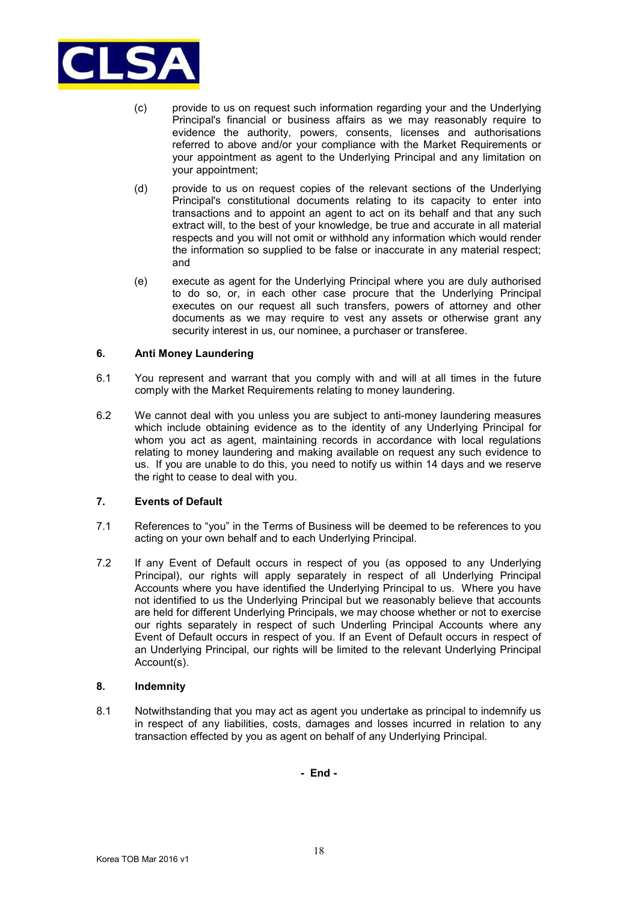(c) provide to us on request such information regarding your and the Underlying Principal's financial or business affairs as we may reasonably require to evidence the authority, powers, consents, licenses and authorisations referred to above and/or your compliance with the Market Requirements or your appointment as agent to the Underlying Principal and any limitation on your appointment;

(d) provide to us on request copies of the relevant sections of the Underlying Principal's constitutional documents relating to its capacity to enter into transactions and to appoint an agent to act on its behalf and that any such extract will, to the best of your knowledge, be true and accurate in all material respects and you will not omit or withhold any information which would render the information so supplied to be false or inaccurate in any material respect; and

(e) execute as agent for the Underlying Principal where you are duly authorised to do so, or, in each other case procure that the Underlying Principal executes on our request all such transfers, powers of attorney and other documents as we may require to vest any assets or otherwise grant any security interest in us, our nominee, a purchaser or transferee.

## 6. Anti Money Laundering

6.1 You represent and warrant that you comply with and will at all times in the future comply with the Market Requirements relating to money laundering.

6.2 We cannot deal with you unless you are subject to anti-money laundering measures which include obtaining evidence as to the identity of any Underlying Principal for whom you act as agent, maintaining records in accordance with local regulations relating to money laundering and making available on request any such evidence to us. If you are unable to do this, you need to notify us within 14 days and we reserve the right to cease to deal with you.

## 7. Events of Default

7.1 References to "you" in the Terms of Business will be deemed to be references to you acting on your own behalf and to each Underlying Principal.

7.2 If any Event of Default occurs in respect of you (as opposed to any Underlying Principal), our rights will apply separately in respect of all Underlying Principal Accounts where you have identified the Underlying Principal to us. Where you have not identified to us the Underlying Principal but we reasonably believe that accounts are held for different Underlying Principals, we may choose whether or not to exercise our rights separately in respect of such Underling Principal Accounts where any Event of Default occurs in respect of you. If an Event of Default occurs in respect of an Underlying Principal, our rights will be limited to the relevant Underlying Principal Account(s).

## 8. Indemnity

8.1 Notwithstanding that you may act as agent you undertake as principal to indemnify us in respect of any liabilities, costs, damages and losses incurred in relation to any transaction effected by you as agent on behalf of any Underlying Principal.

**- End -**